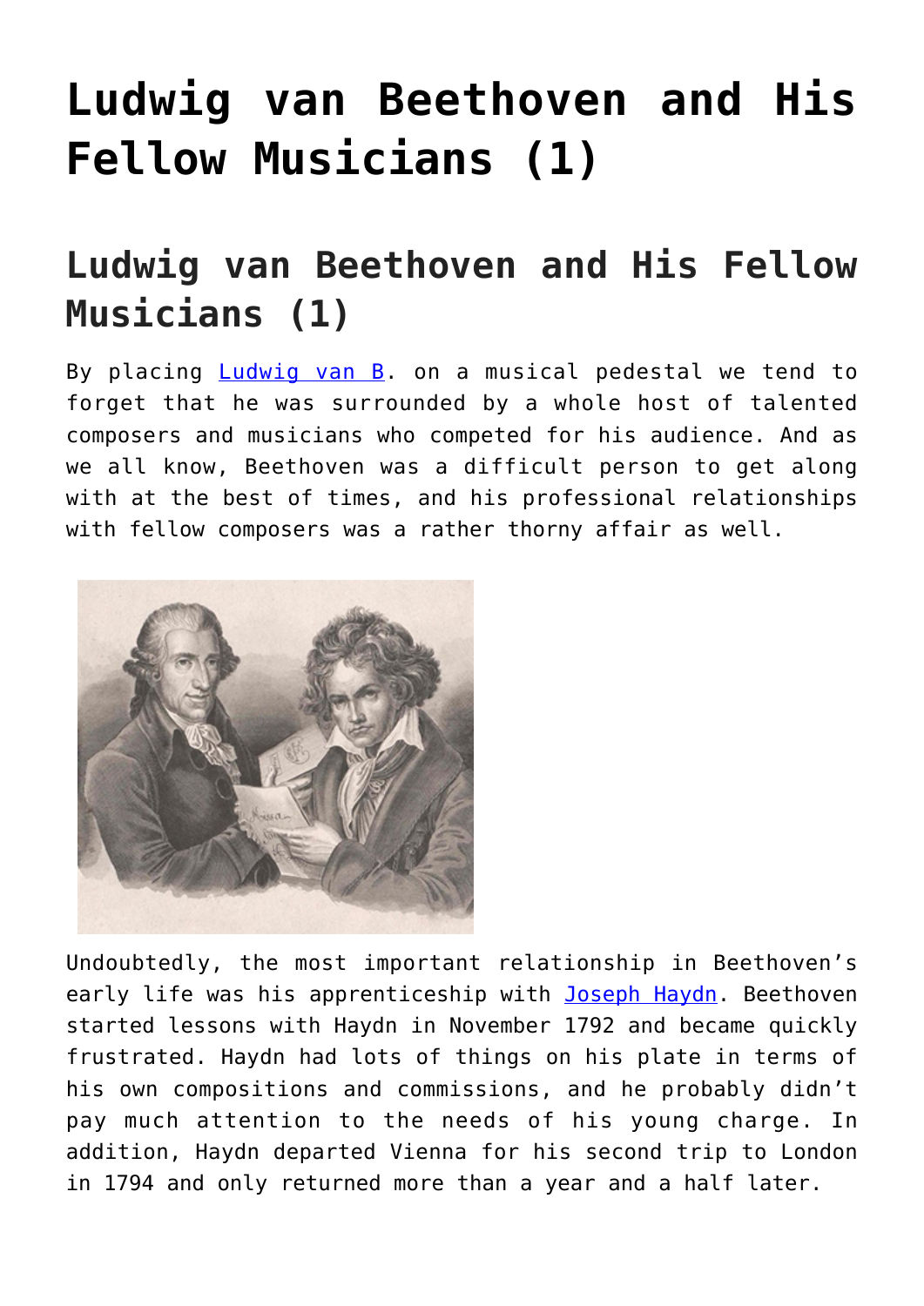# Ludwig van Beethoven and His Fellow Musicians (1)

## Ludwig van Beethoven and His Fellow Musicians (1)

By placing Ludwig van B. on a musical pedestal we tend to forget that he was surrounded by a whole host of talented composers and musicians who competed for his audience. And as we all know, Beethoven was a difficult person to get along with at the best of times, and his professional relationships with fellow composers was a rather thorny affair as well.

Undoubtedly, the most important relationship in Beethoven's early life was his apprenticeship with Joseph Haydn. Beethoven started lessons with Haydn in November 1792 and became quickly frustrated. Haydn had lots of things on his plate in terms of his own compositions and commissions, and he probably didn't pay much attention to the needs of his young charge. In addition, Haydn departed Vienna for his second trip to London in 1794 and only returned more than a year and a half later.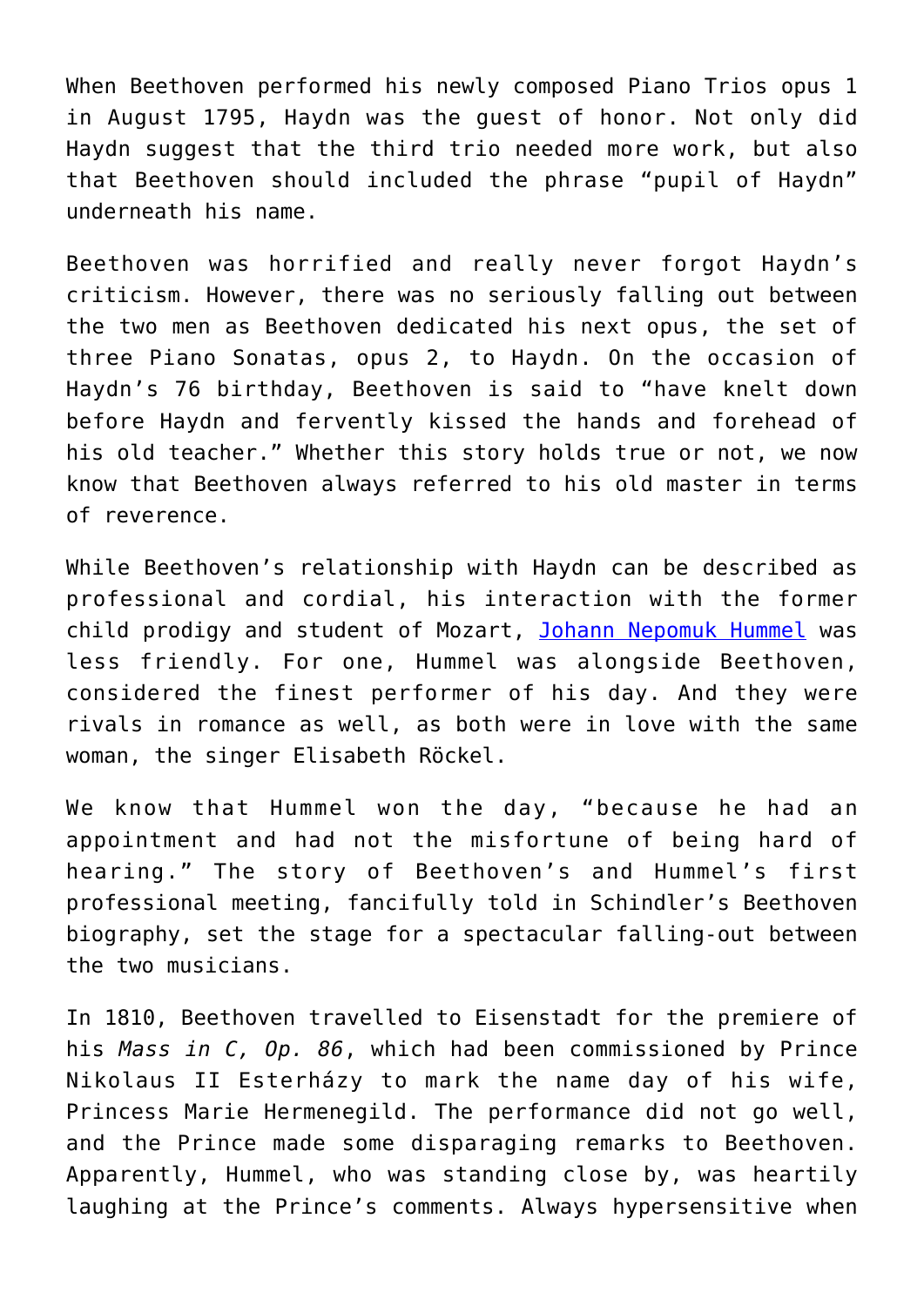When Beethoven performed his newly composed Piano Trios opus 1 in August 1795, Haydn was the guest of honor. Not only did Haydn suggest that the third trio needed more work, but also that Beethoven should included the phrase "pupil of Haydn" underneath his name.

Beethoven was horrified and really never forgot Haydn's criticism. However, there was no seriously falling out between the two men as Beethoven dedicated his next opus, the set of three Piano Sonatas, opus 2, to Haydn. On the occasion of Haydn's 76 birthday, Beethoven is said to "have knelt down before Haydn and fervently kissed the hands and forehead of his old teacher." Whether this story holds true or not, we now know that Beethoven always referred to his old master in terms of reverence.

While Beethoven's relationship with Haydn can be described as professional and cordial, his interaction with the former child prodigy and student of Mozart, [Johann Nepomuk Hummel]() was less friendly. For one, Hummel was alongside Beethoven, considered the finest performer of his day. And they were rivals in romance as well, as both were in love with the same woman, the singer Elisabeth Röckel.

We know that Hummel won the day, "because he had an appointment and had not the misfortune of being hard of hearing." The story of Beethoven's and Hummel's first professional meeting, fancifully told in Schindler's Beethoven biography, set the stage for a spectacular falling-out between the two musicians.

In 1810, Beethoven travelled to Eisenstadt for the premiere of his *Mass in C, Op. 86*, which had been commissioned by Prince Nikolaus II Esterházy to mark the name day of his wife, Princess Marie Hermenegild. The performance did not go well, and the Prince made some disparaging remarks to Beethoven. Apparently, Hummel, who was standing close by, was heartily laughing at the Prince's comments. Always hypersensitive when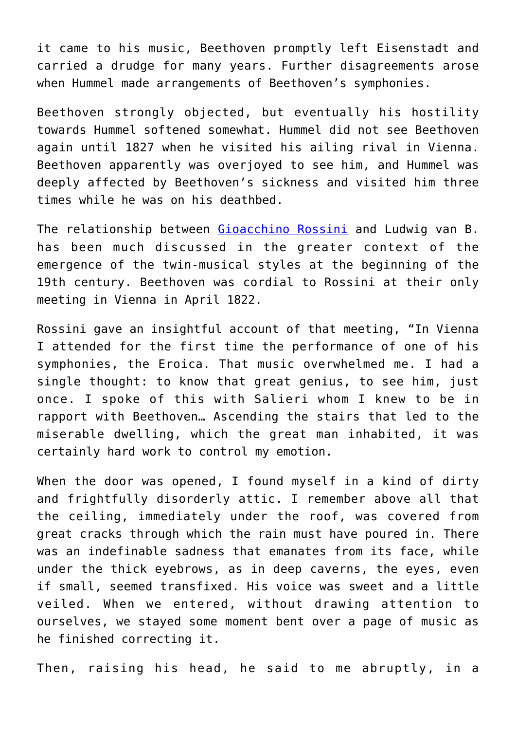it came to his music, Beethoven promptly left Eisenstadt and carried a drudge for many years. Further disagreements arose when Hummel made arrangements of Beethoven's symphonies.

Beethoven strongly objected, but eventually his hostility towards Hummel softened somewhat. Hummel did not see Beethoven again until 1827 when he visited his ailing rival in Vienna. Beethoven apparently was overjoyed to see him, and Hummel was deeply affected by Beethoven's sickness and visited him three times while he was on his deathbed.

The relationship between Gioacchino Rossini and Ludwig van B. has been much discussed in the greater context of the emergence of the twin-musical styles at the beginning of the 19th century. Beethoven was cordial to Rossini at their only meeting in Vienna in April 1822.

Rossini gave an insightful account of that meeting, "In Vienna I attended for the first time the performance of one of his symphonies, the Eroica. That music overwhelmed me. I had a single thought: to know that great genius, to see him, just once. I spoke of this with Salieri whom I knew to be in rapport with Beethoven… Ascending the stairs that led to the miserable dwelling, which the great man inhabited, it was certainly hard work to control my emotion.

When the door was opened, I found myself in a kind of dirty and frightfully disorderly attic. I remember above all that the ceiling, immediately under the roof, was covered from great cracks through which the rain must have poured in. There was an indefinable sadness that emanates from its face, while under the thick eyebrows, as in deep caverns, the eyes, even if small, seemed transfixed. His voice was sweet and a little veiled. When we entered, without drawing attention to ourselves, we stayed some moment bent over a page of music as he finished correcting it.

Then, raising his head, he said to me abruptly, in a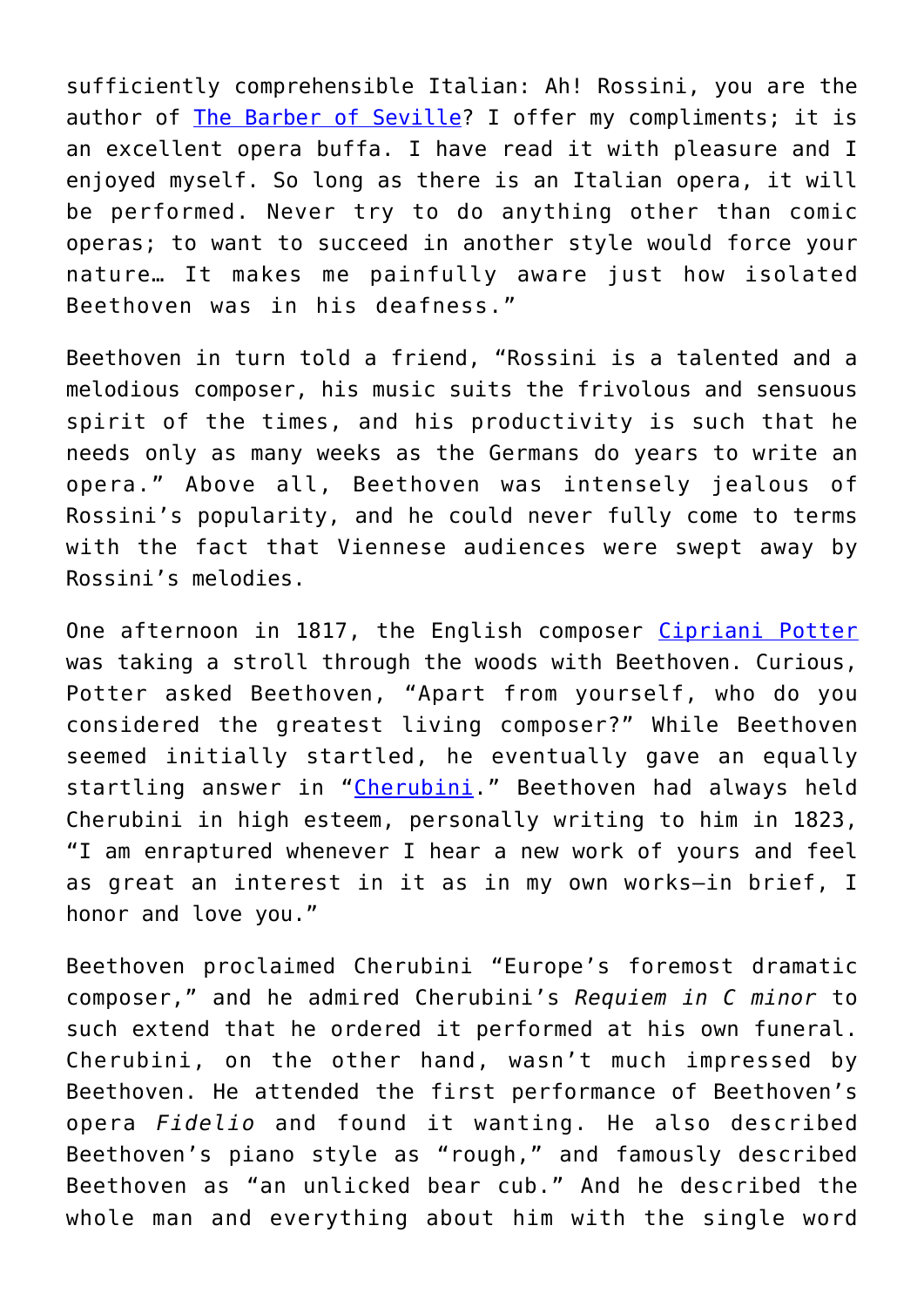sufficiently comprehensible Italian: Ah! Rossini, you are the author of [The Barber of Seville](#)? I offer my compliments; it is an excellent opera buffa. I have read it with pleasure and I enjoyed myself. So long as there is an Italian opera, it will be performed. Never try to do anything other than comic operas; to want to succeed in another style would force your nature… It makes me painfully aware just how isolated Beethoven was in his deafness."

Beethoven in turn told a friend, "Rossini is a talented and a melodious composer, his music suits the frivolous and sensuous spirit of the times, and his productivity is such that he needs only as many weeks as the Germans do years to write an opera." Above all, Beethoven was intensely jealous of Rossini's popularity, and he could never fully come to terms with the fact that Viennese audiences were swept away by Rossini's melodies.

One afternoon in 1817, the English composer [Cipriani Potter](#) was taking a stroll through the woods with Beethoven. Curious, Potter asked Beethoven, "Apart from yourself, who do you considered the greatest living composer?" While Beethoven seemed initially startled, he eventually gave an equally startling answer in "[Cherubini](#)." Beethoven had always held Cherubini in high esteem, personally writing to him in 1823, "I am enraptured whenever I hear a new work of yours and feel as great an interest in it as in my own works—in brief, I honor and love you."

Beethoven proclaimed Cherubini "Europe's foremost dramatic composer," and he admired Cherubini's *Requiem in C minor* to such extend that he ordered it performed at his own funeral. Cherubini, on the other hand, wasn't much impressed by Beethoven. He attended the first performance of Beethoven's opera *Fidelio* and found it wanting. He also described Beethoven's piano style as "rough," and famously described Beethoven as "an unlicked bear cub." And he described the whole man and everything about him with the single word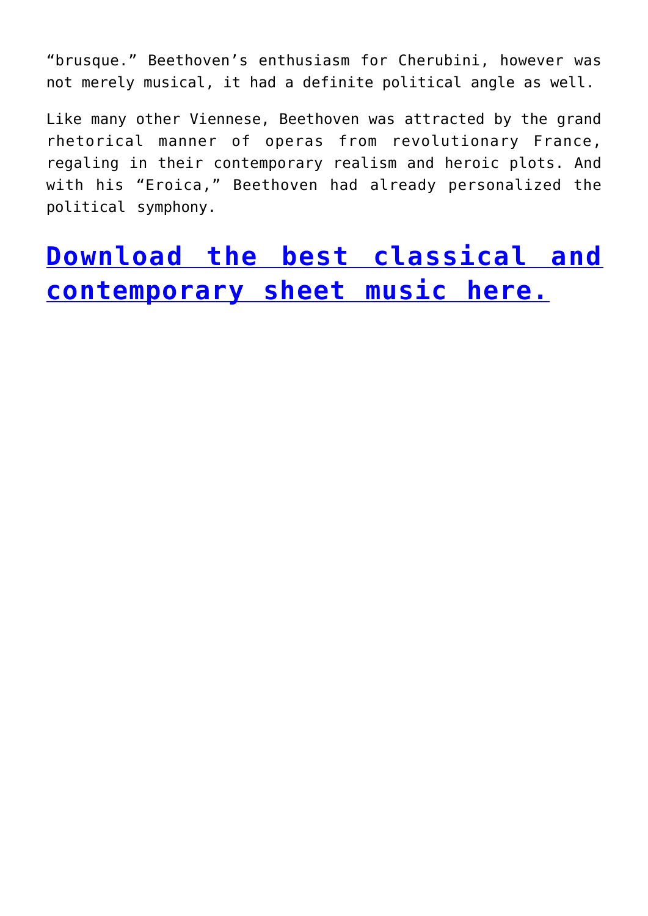"brusque." Beethoven's enthusiasm for Cherubini, however was not merely musical, it had a definite political angle as well.

Like many other Viennese, Beethoven was attracted by the grand rhetorical manner of operas from revolutionary France, regaling in their contemporary realism and heroic plots. And with his "Eroica," Beethoven had already personalized the political symphony.

## Download the best classical and contemporary sheet music here.